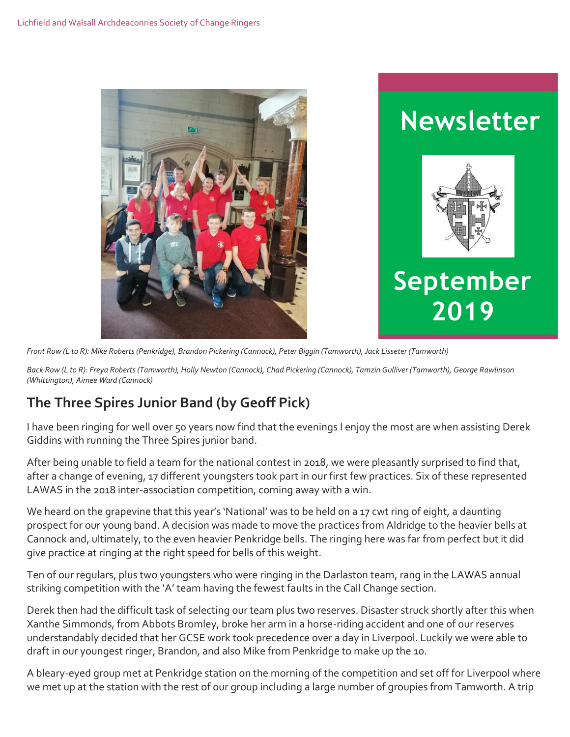Lichfield and Walsall Archdeaconries Society of Change Ringers

# Newsletter

# September 2019

*Front Row (L to R): Mike Roberts (Penkridge), Brandon Pickering (Cannock), Peter Biggin (Tamworth), Jack Lisseter (Tamworth)*

*Back Row (L to R): Freya Roberts (Tamworth), Holly Newton (Cannock), Chad Pickering (Cannock), Tamzin Gulliver (Tamworth), George Rawlinson (Whittington), Aimee Ward (Cannock)*

## The Three Spires Junior Band (by Geoff Pick)

I have been ringing for well over 50 years now find that the evenings I enjoy the most are when assisting Derek Giddins with running the Three Spires junior band.

After being unable to field a team for the national contest in 2018, we were pleasantly surprised to find that, after a change of evening, 17 different youngsters took part in our first few practices. Six of these represented LAWAS in the 2018 inter-association competition, coming away with a win.

We heard on the grapevine that this year's 'National' was to be held on a 17 cwt ring of eight, a daunting prospect for our young band. A decision was made to move the practices from Aldridge to the heavier bells at Cannock and, ultimately, to the even heavier Penkridge bells. The ringing here was far from perfect but it did give practice at ringing at the right speed for bells of this weight.

Ten of our regulars, plus two youngsters who were ringing in the Darlaston team, rang in the LAWAS annual striking competition with the 'A' team having the fewest faults in the Call Change section.

Derek then had the difficult task of selecting our team plus two reserves. Disaster struck shortly after this when Xanthe Simmonds, from Abbots Bromley, broke her arm in a horse-riding accident and one of our reserves understandably decided that her GCSE work took precedence over a day in Liverpool. Luckily we were able to draft in our youngest ringer, Brandon, and also Mike from Penkridge to make up the 10.

A bleary-eyed group met at Penkridge station on the morning of the competition and set off for Liverpool where we met up at the station with the rest of our group including a large number of groupies from Tamworth. A trip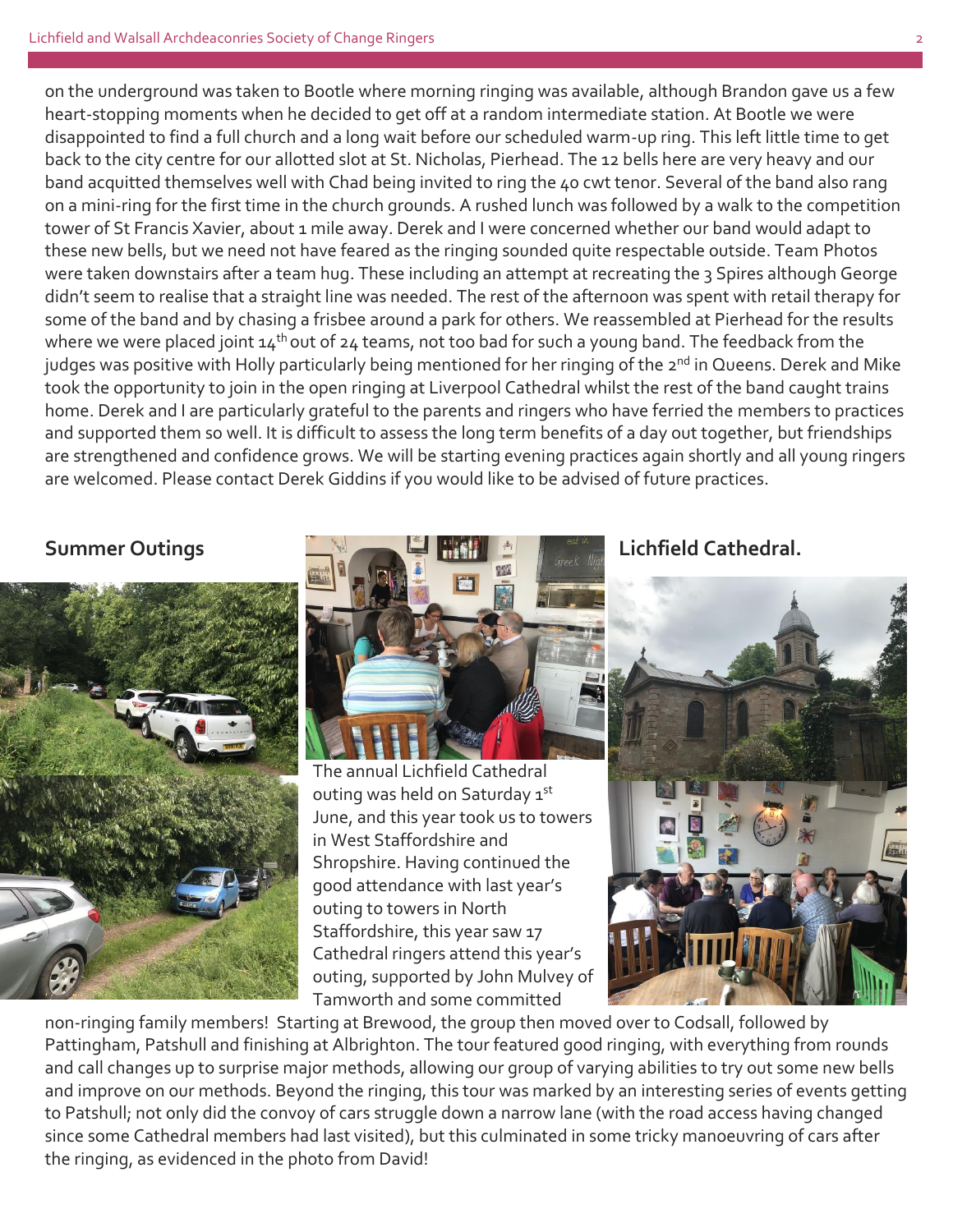on the underground was taken to Bootle where morning ringing was available, although Brandon gave us a few heart-stopping moments when he decided to get off at a random intermediate station. At Bootle we were disappointed to find a full church and a long wait before our scheduled warm-up ring. This left little time to get back to the city centre for our allotted slot at St. Nicholas, Pierhead. The 12 bells here are very heavy and our band acquitted themselves well with Chad being invited to ring the 40 cwt tenor. Several of the band also rang on a mini-ring for the first time in the church grounds. A rushed lunch was followed by a walk to the competition tower of St Francis Xavier, about 1 mile away. Derek and I were concerned whether our band would adapt to these new bells, but we need not have feared as the ringing sounded quite respectable outside. Team Photos were taken downstairs after a team hug. These including an attempt at recreating the 3 Spires although George didn't seem to realise that a straight line was needed. The rest of the afternoon was spent with retail therapy for some of the band and by chasing a frisbee around a park for others. We reassembled at Pierhead for the results where we were placed joint 14th out of 24 teams, not too bad for such a young band. The feedback from the judges was positive with Holly particularly being mentioned for her ringing of the 2nd in Queens. Derek and Mike took the opportunity to join in the open ringing at Liverpool Cathedral whilst the rest of the band caught trains home. Derek and I are particularly grateful to the parents and ringers who have ferried the members to practices and supported them so well. It is difficult to assess the long term benefits of a day out together, but friendships are strengthened and confidence grows. We will be starting evening practices again shortly and all young ringers are welcomed. Please contact Derek Giddins if you would like to be advised of future practices.

## Summer Outings

### Lichfield Cathedral.

The annual Lichfield Cathedral outing was held on Saturday 1st June, and this year took us to towers in West Staffordshire and Shropshire. Having continued the good attendance with last year's outing to towers in North Staffordshire, this year saw 17 Cathedral ringers attend this year's outing, supported by John Mulvey of Tamworth and some committed non-ringing family members! Starting at Brewood, the group then moved over to Codsall, followed by Pattingham, Patshull and finishing at Albrighton. The tour featured good ringing, with everything from rounds and call changes up to surprise major methods, allowing our group of varying abilities to try out some new bells and improve on our methods. Beyond the ringing, this tour was marked by an interesting series of events getting to Patshull; not only did the convoy of cars struggle down a narrow lane (with the road access having changed since some Cathedral members had last visited), but this culminated in some tricky manoeuvring of cars after the ringing, as evidenced in the photo from David!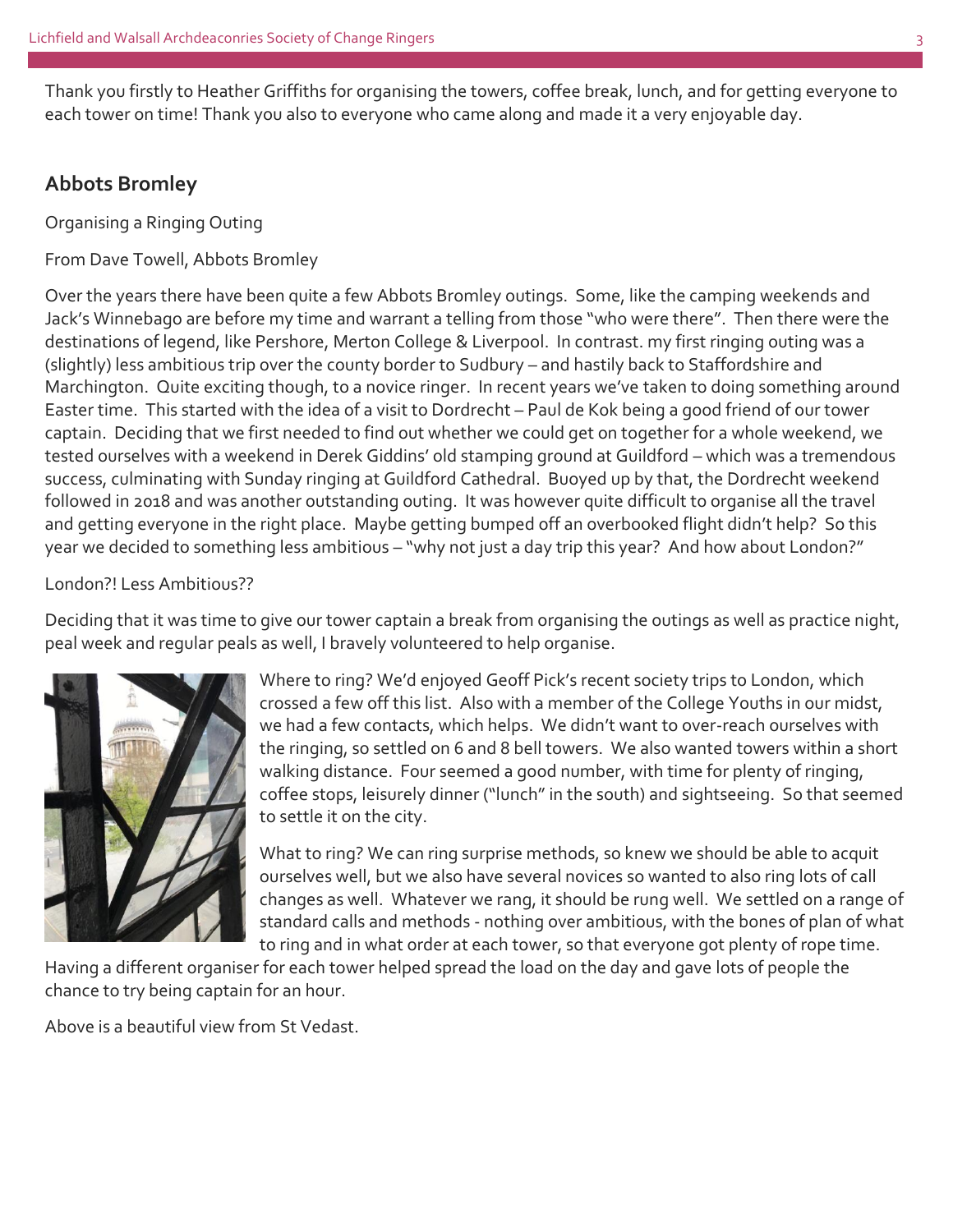Thank you firstly to Heather Griffiths for organising the towers, coffee break, lunch, and for getting everyone to each tower on time! Thank you also to everyone who came along and made it a very enjoyable day.

## Abbots Bromley

Organising a Ringing Outing

From Dave Towell, Abbots Bromley

Over the years there have been quite a few Abbots Bromley outings. Some, like the camping weekends and Jack's Winnebago are before my time and warrant a telling from those "who were there". Then there were the destinations of legend, like Pershore, Merton College & Liverpool. In contrast. my first ringing outing was a (slightly) less ambitious trip over the county border to Sudbury – and hastily back to Staffordshire and Marchington. Quite exciting though, to a novice ringer. In recent years we've taken to doing something around Easter time. This started with the idea of a visit to Dordrecht – Paul de Kok being a good friend of our tower captain. Deciding that we first needed to find out whether we could get on together for a whole weekend, we tested ourselves with a weekend in Derek Giddins' old stamping ground at Guildford – which was a tremendous success, culminating with Sunday ringing at Guildford Cathedral. Buoyed up by that, the Dordrecht weekend followed in 2018 and was another outstanding outing. It was however quite difficult to organise all the travel and getting everyone in the right place. Maybe getting bumped off an overbooked flight didn't help? So this year we decided to something less ambitious – "why not just a day trip this year? And how about London?"

London?! Less Ambitious??

Deciding that it was time to give our tower captain a break from organising the outings as well as practice night, peal week and regular peals as well, I bravely volunteered to help organise.

Where to ring? We'd enjoyed Geoff Pick's recent society trips to London, which crossed a few off this list. Also with a member of the College Youths in our midst, we had a few contacts, which helps. We didn't want to over-reach ourselves with the ringing, so settled on 6 and 8 bell towers. We also wanted towers within a short walking distance. Four seemed a good number, with time for plenty of ringing, coffee stops, leisurely dinner ("lunch" in the south) and sightseeing. So that seemed to settle it on the city.

What to ring? We can ring surprise methods, so knew we should be able to acquit ourselves well, but we also have several novices so wanted to also ring lots of call changes as well. Whatever we rang, it should be rung well. We settled on a range of standard calls and methods - nothing over ambitious, with the bones of plan of what to ring and in what order at each tower, so that everyone got plenty of rope time. Having a different organiser for each tower helped spread the load on the day and gave lots of people the chance to try being captain for an hour.

Above is a beautiful view from St Vedast.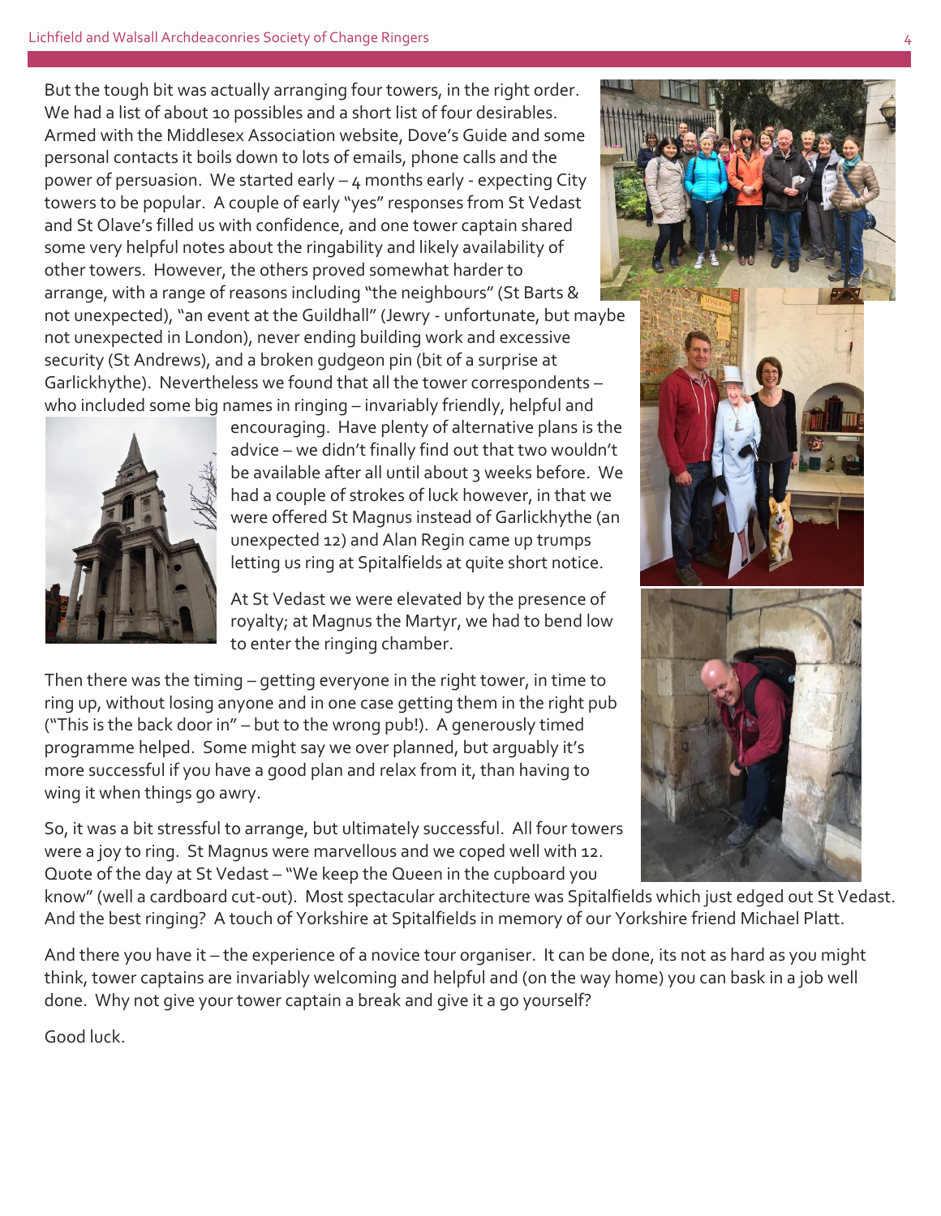But the tough bit was actually arranging four towers, in the right order. We had a list of about 10 possibles and a short list of four desirables. Armed with the Middlesex Association website, Dove's Guide and some personal contacts it boils down to lots of emails, phone calls and the power of persuasion. We started early – 4 months early - expecting City towers to be popular. A couple of early "yes" responses from St Vedast and St Olave's filled us with confidence, and one tower captain shared some very helpful notes about the ringability and likely availability of other towers. However, the others proved somewhat harder to arrange, with a range of reasons including "the neighbours" (St Barts & not unexpected), "an event at the Guildhall" (Jewry - unfortunate, but maybe not unexpected in London), never ending building work and excessive security (St Andrews), and a broken gudgeon pin (bit of a surprise at Garlickhythe). Nevertheless we found that all the tower correspondents – who included some big names in ringing – invariably friendly, helpful and encouraging. Have plenty of alternative plans is the advice – we didn't finally find out that two wouldn't be available after all until about 3 weeks before. We had a couple of strokes of luck however, in that we were offered St Magnus instead of Garlickhythe (an unexpected 12) and Alan Regin came up trumps letting us ring at Spitalfields at quite short notice.

At St Vedast we were elevated by the presence of royalty; at Magnus the Martyr, we had to bend low to enter the ringing chamber.

Then there was the timing – getting everyone in the right tower, in time to ring up, without losing anyone and in one case getting them in the right pub ("This is the back door in" – but to the wrong pub!). A generously timed programme helped. Some might say we over planned, but arguably it's more successful if you have a good plan and relax from it, than having to wing it when things go awry.

So, it was a bit stressful to arrange, but ultimately successful. All four towers were a joy to ring. St Magnus were marvellous and we coped well with 12. Quote of the day at St Vedast – "We keep the Queen in the cupboard you know" (well a cardboard cut-out). Most spectacular architecture was Spitalfields which just edged out St Vedast. And the best ringing? A touch of Yorkshire at Spitalfields in memory of our Yorkshire friend Michael Platt.

And there you have it – the experience of a novice tour organiser. It can be done, its not as hard as you might think, tower captains are invariably welcoming and helpful and (on the way home) you can bask in a job well done. Why not give your tower captain a break and give it a go yourself?

Good luck.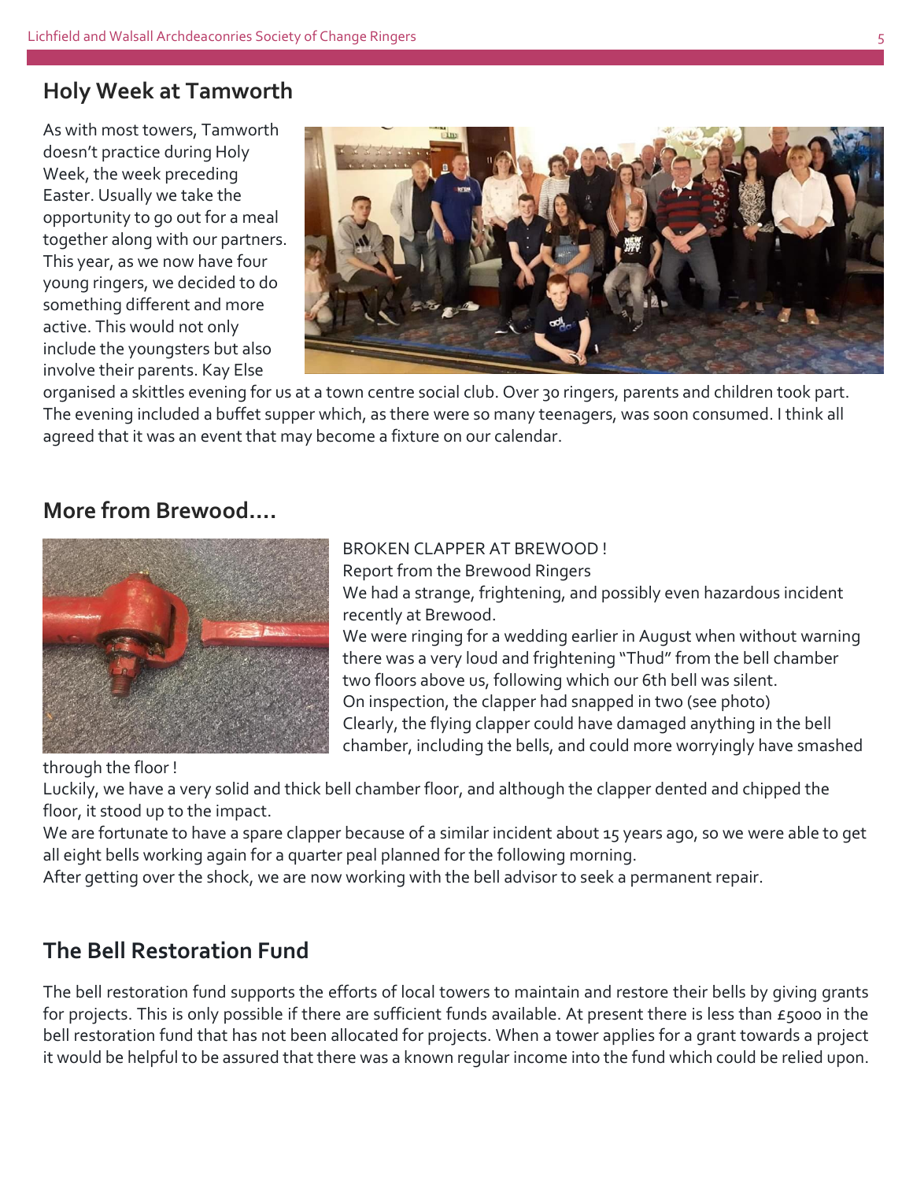## Holy Week at Tamworth

As with most towers, Tamworth doesn't practice during Holy Week, the week preceding Easter. Usually we take the opportunity to go out for a meal together along with our partners. This year, as we now have four young ringers, we decided to do something different and more active. This would not only include the youngsters but also involve their parents. Kay Else organised a skittles evening for us at a town centre social club. Over 30 ringers, parents and children took part. The evening included a buffet supper which, as there were so many teenagers, was soon consumed. I think all agreed that it was an event that may become a fixture on our calendar.

## More from Brewood....

BROKEN CLAPPER AT BREWOOD !

Report from the Brewood Ringers

We had a strange, frightening, and possibly even hazardous incident recently at Brewood.

We were ringing for a wedding earlier in August when without warning there was a very loud and frightening "Thud" from the bell chamber two floors above us, following which our 6th bell was silent.

On inspection, the clapper had snapped in two (see photo)

Clearly, the flying clapper could have damaged anything in the bell chamber, including the bells, and could more worryingly have smashed through the floor !

Luckily, we have a very solid and thick bell chamber floor, and although the clapper dented and chipped the floor, it stood up to the impact.

We are fortunate to have a spare clapper because of a similar incident about 15 years ago, so we were able to get all eight bells working again for a quarter peal planned for the following morning.

After getting over the shock, we are now working with the bell advisor to seek a permanent repair.

## The Bell Restoration Fund

The bell restoration fund supports the efforts of local towers to maintain and restore their bells by giving grants for projects. This is only possible if there are sufficient funds available. At present there is less than £5000 in the bell restoration fund that has not been allocated for projects. When a tower applies for a grant towards a project it would be helpful to be assured that there was a known regular income into the fund which could be relied upon.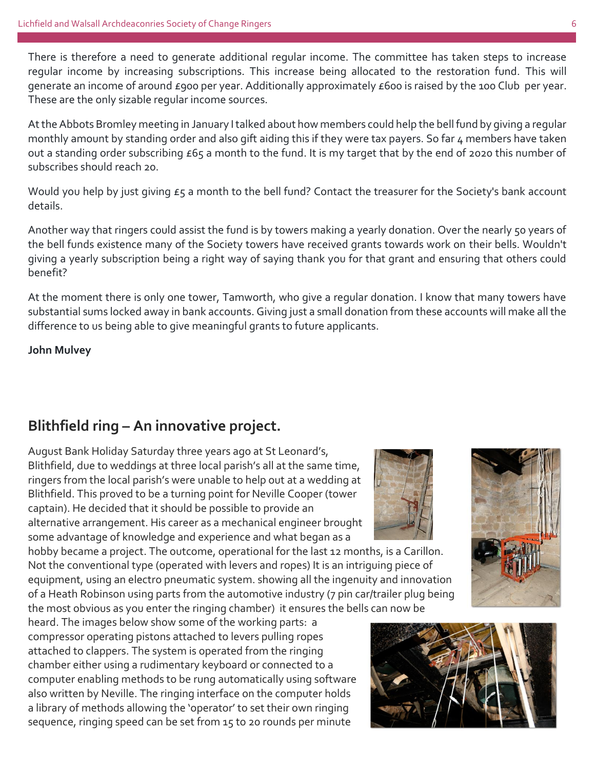There is therefore a need to generate additional regular income. The committee has taken steps to increase regular income by increasing subscriptions. This increase being allocated to the restoration fund. This will generate an income of around £900 per year. Additionally approximately £600 is raised by the 100 Club per year. These are the only sizable regular income sources.

At the Abbots Bromley meeting in January I talked about how members could help the bell fund by giving a regular monthly amount by standing order and also gift aiding this if they were tax payers. So far 4 members have taken out a standing order subscribing £65 a month to the fund. It is my target that by the end of 2020 this number of subscribes should reach 20.

Would you help by just giving £5 a month to the bell fund? Contact the treasurer for the Society's bank account details.

Another way that ringers could assist the fund is by towers making a yearly donation. Over the nearly 50 years of the bell funds existence many of the Society towers have received grants towards work on their bells. Wouldn't giving a yearly subscription being a right way of saying thank you for that grant and ensuring that others could benefit?

At the moment there is only one tower, Tamworth, who give a regular donation. I know that many towers have substantial sums locked away in bank accounts. Giving just a small donation from these accounts will make all the difference to us being able to give meaningful grants to future applicants.

**John Mulvey**

## Blithfield ring – An innovative project.

August Bank Holiday Saturday three years ago at St Leonard's, Blithfield, due to weddings at three local parish's all at the same time, ringers from the local parish's were unable to help out at a wedding at Blithfield. This proved to be a turning point for Neville Cooper (tower captain). He decided that it should be possible to provide an alternative arrangement. His career as a mechanical engineer brought some advantage of knowledge and experience and what began as a hobby became a project. The outcome, operational for the last 12 months, is a Carillon. Not the conventional type (operated with levers and ropes) It is an intriguing piece of equipment, using an electro pneumatic system. showing all the ingenuity and innovation of a Heath Robinson using parts from the automotive industry (7 pin car/trailer plug being the most obvious as you enter the ringing chamber) it ensures the bells can now be heard. The images below show some of the working parts: a compressor operating pistons attached to levers pulling ropes attached to clappers. The system is operated from the ringing chamber either using a rudimentary keyboard or connected to a computer enabling methods to be rung automatically using software also written by Neville. The ringing interface on the computer holds a library of methods allowing the 'operator' to set their own ringing sequence, ringing speed can be set from 15 to 20 rounds per minute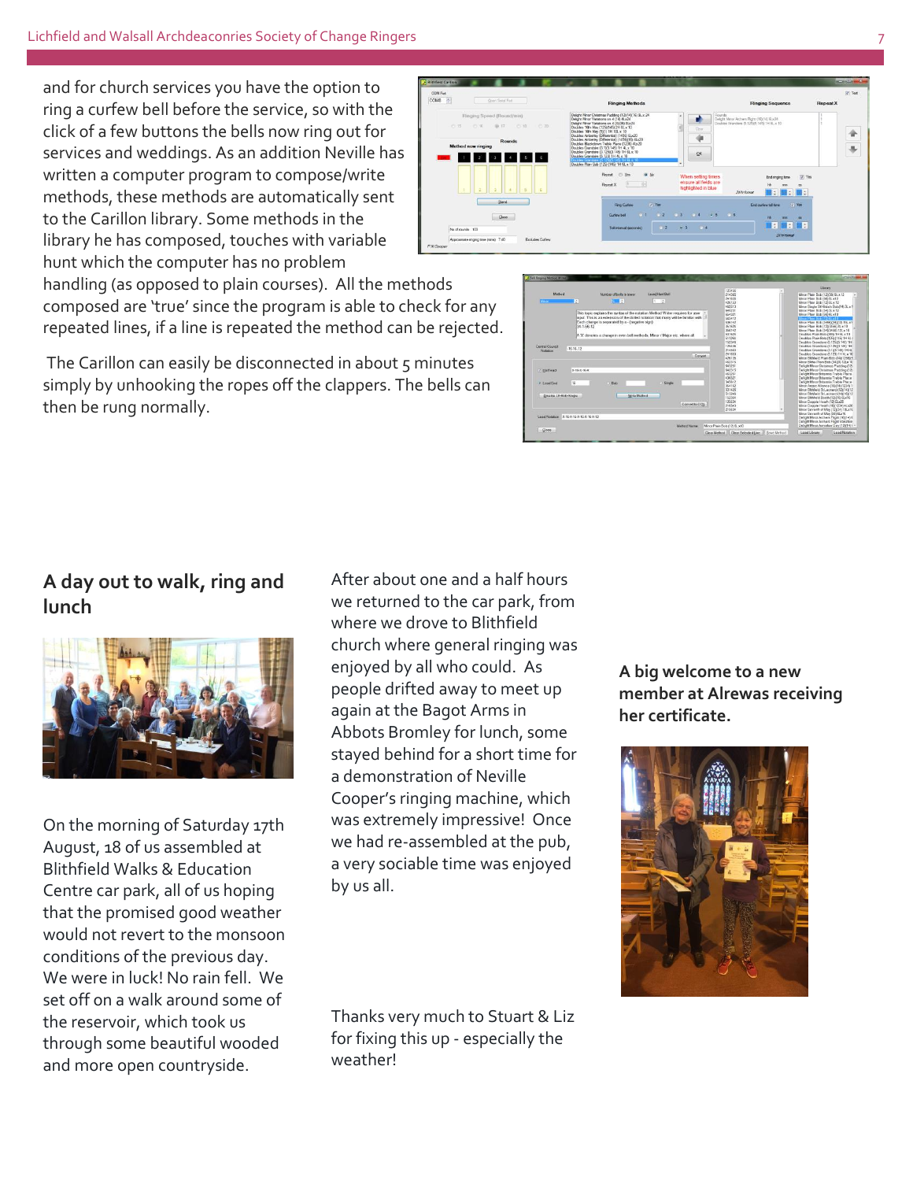and for church services you have the option to ring a curfew bell before the service, so with the click of a few buttons the bells now ring out for services and weddings. As an addition Neville has written a computer program to compose/write methods, these methods are automatically sent to the Carillon library. Some methods in the library he has composed, touches with variable hunt which the computer has no problem handling (as opposed to plain courses). All the methods composed are 'true' since the program is able to check for any repeated lines, if a line is repeated the method can be rejected.

The Carillon can easily be disconnected in about 5 minutes simply by unhooking the ropes off the clappers. The bells can then be rung normally.

## A day out to walk, ring and lunch

On the morning of Saturday 17th August, 18 of us assembled at Blithfield Walks & Education Centre car park, all of us hoping that the promised good weather would not revert to the monsoon conditions of the previous day. We were in luck! No rain fell. We set off on a walk around some of the reservoir, which took us through some beautiful wooded and more open countryside.

After about one and a half hours we returned to the car park, from where we drove to Blithfield church where general ringing was enjoyed by all who could. As people drifted away to meet up again at the Bagot Arms in Abbots Bromley for lunch, some stayed behind for a short time for a demonstration of Neville Cooper's ringing machine, which was extremely impressive! Once we had re-assembled at the pub, a very sociable time was enjoyed by us all.

Thanks very much to Stuart & Liz for fixing this up - especially the weather!

**A big welcome to a new member at Alrewas receiving her certificate.**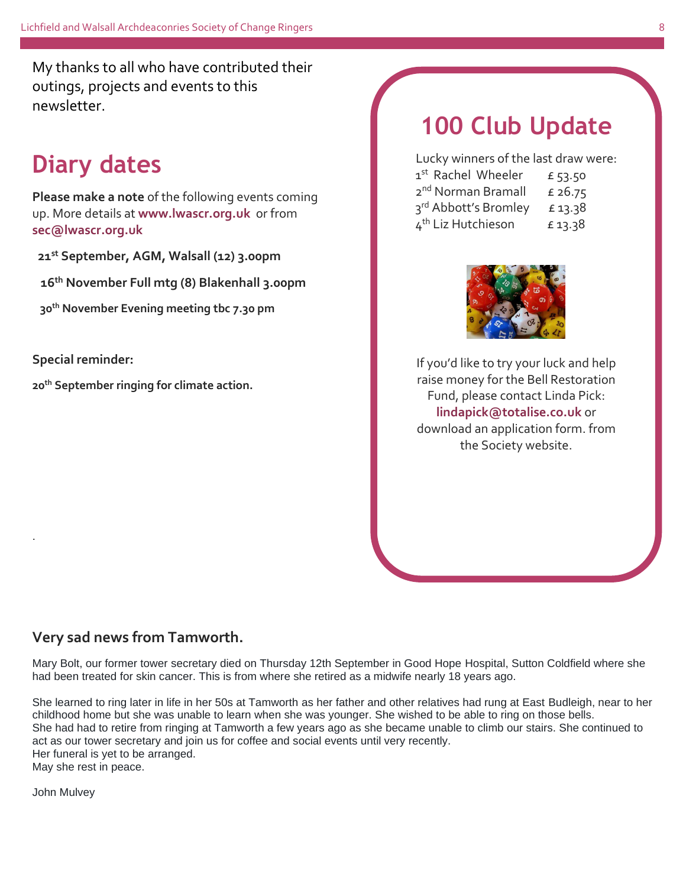My thanks to all who have contributed their outings, projects and events to this newsletter.

## Diary dates

**Please make a note** of the following events coming up. More details at **www.lwascr.org.uk** or from **sec@lwascr.org.uk**

**21st September, AGM, Walsall (12) 3.00pm**

**16th November Full mtg (8) Blakenhall 3.00pm**

**30th November Evening meeting tbc 7.30 pm**

**Special reminder:**

**20th September ringing for climate action.**

.

## 100 Club Update

Lucky winners of the last draw were:

| | | |
|---|---|---|
| 1st | Rachel Wheeler | £ 53.50 |
| 2nd | Norman Bramall | £ 26.75 |
| 3rd | Abbott's Bromley | £ 13.38 |
| 4th | Liz Hutchieson | £ 13.38 |

If you'd like to try your luck and help raise money for the Bell Restoration Fund, please contact Linda Pick: **lindapick@totalise.co.uk** or download an application form. from the Society website.

### Very sad news from Tamworth.

Mary Bolt, our former tower secretary died on Thursday 12th September in Good Hope Hospital, Sutton Coldfield where she had been treated for skin cancer. This is from where she retired as a midwife nearly 18 years ago.

She learned to ring later in life in her 50s at Tamworth as her father and other relatives had rung at East Budleigh, near to her childhood home but she was unable to learn when she was younger. She wished to be able to ring on those bells.
She had had to retire from ringing at Tamworth a few years ago as she became unable to climb our stairs. She continued to act as our tower secretary and join us for coffee and social events until very recently.
Her funeral is yet to be arranged.
May she rest in peace.

John Mulvey